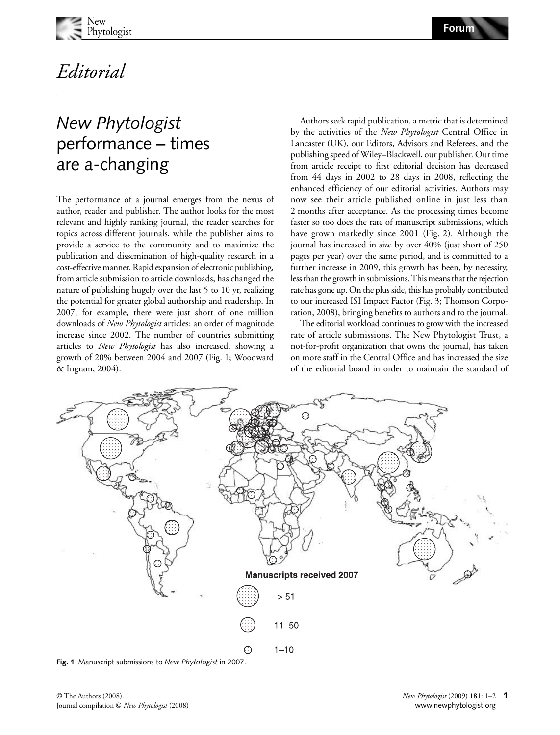# Editorial

## *New Phytologist* performance – times are a-changing

The performance of a journal emerges from the nexus of author, reader and publisher. The author looks for the most relevant and highly ranking journal, the reader searches for topics across different journals, while the publisher aims to provide a service to the community and to maximize the publication and dissemination of high-quality research in a cost-effective manner. Rapid expansion of electronic publishing, from article submission to article downloads, has changed the nature of publishing hugely over the last 5 to 10 yr, realizing the potential for greater global authorship and readership. In 2007, for example, there were just short of one million downloads of *New Phytologist* articles: an order of magnitude increase since 2002. The number of countries submitting articles to *New Phytologist* has also increased, showing a growth of 20% between 2004 and 2007 (Fig. 1; Woodward & Ingram, 2004).

Authors seek rapid publication, a metric that is determined by the activities of the *New Phytologist* Central Office in Lancaster (UK), our Editors, Advisors and Referees, and the publishing speed of Wiley–Blackwell, our publisher. Our time from article receipt to first editorial decision has decreased from 44 days in 2002 to 28 days in 2008, reflecting the enhanced efficiency of our editorial activities. Authors may now see their article published online in just less than 2 months after acceptance. As the processing times become faster so too does the rate of manuscript submissions, which have grown markedly since 2001 (Fig. 2). Although the journal has increased in size by over 40% (just short of 250 pages per year) over the same period, and is committed to a further increase in 2009, this growth has been, by necessity, less than the growth in submissions. This means that the rejection rate has gone up. On the plus side, this has probably contributed to our increased ISI Impact Factor (Fig. 3; Thomson Corporation, 2008), bringing benefits to authors and to the journal.

The editorial workload continues to grow with the increased rate of article submissions. The New Phytologist Trust, a not-for-profit organization that owns the journal, has taken on more staff in the Central Office and has increased the size of the editorial board in order to maintain the standard of

Manuscripts received 2007

> 51

11–50

1–10

**Fig. 1** Manuscript submissions to *New Phytologist* in 2007.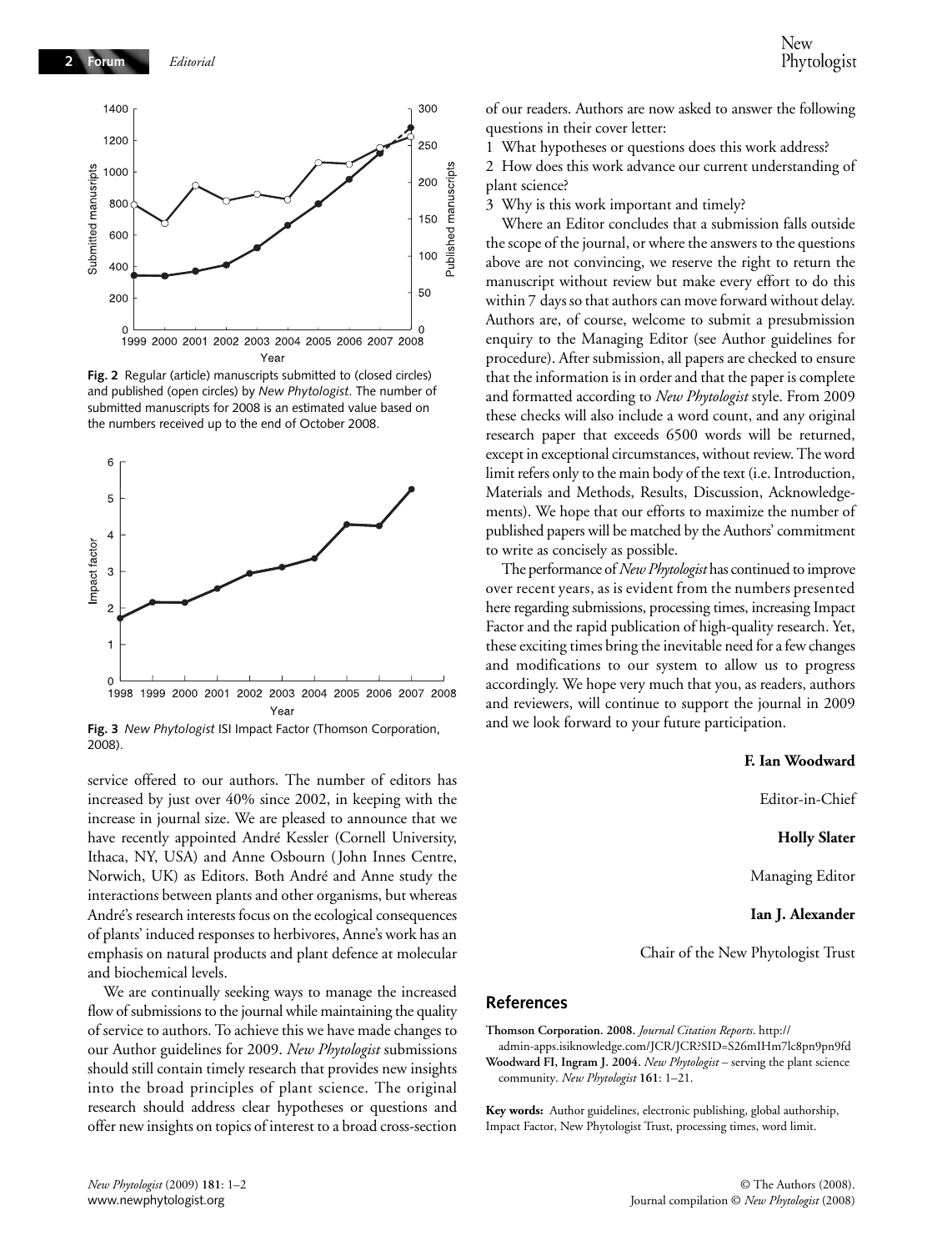**Fig. 2** Regular (article) manuscripts submitted to (closed circles) and published (open circles) by *New Phytologist*. The number of submitted manuscripts for 2008 is an estimated value based on the numbers received up to the end of October 2008.

**Fig. 3** *New Phytologist* ISI Impact Factor (Thomson Corporation, 2008).

service offered to our authors. The number of editors has increased by just over 40% since 2002, in keeping with the increase in journal size. We are pleased to announce that we have recently appointed André Kessler (Cornell University, Ithaca, NY, USA) and Anne Osbourn (John Innes Centre, Norwich, UK) as Editors. Both André and Anne study the interactions between plants and other organisms, but whereas André's research interests focus on the ecological consequences of plants' induced responses to herbivores, Anne's work has an emphasis on natural products and plant defence at molecular and biochemical levels.

We are continually seeking ways to manage the increased flow of submissions to the journal while maintaining the quality of service to authors. To achieve this we have made changes to our Author guidelines for 2009. *New Phytologist* submissions should still contain timely research that provides new insights into the broad principles of plant science. The original research should address clear hypotheses or questions and offer new insights on topics of interest to a broad cross-section of our readers. Authors are now asked to answer the following questions in their cover letter:

1 What hypotheses or questions does this work address?
2 How does this work advance our current understanding of plant science?
3 Why is this work important and timely?

Where an Editor concludes that a submission falls outside the scope of the journal, or where the answers to the questions above are not convincing, we reserve the right to return the manuscript without review but make every effort to do this within 7 days so that authors can move forward without delay. Authors are, of course, welcome to submit a presubmission enquiry to the Managing Editor (see Author guidelines for procedure). After submission, all papers are checked to ensure that the information is in order and that the paper is complete and formatted according to *New Phytologist* style. From 2009 these checks will also include a word count, and any original research paper that exceeds 6500 words will be returned, except in exceptional circumstances, without review. The word limit refers only to the main body of the text (i.e. Introduction, Materials and Methods, Results, Discussion, Acknowledgements). We hope that our efforts to maximize the number of published papers will be matched by the Authors' commitment to write as concisely as possible.

The performance of *New Phytologist* has continued to improve over recent years, as is evident from the numbers presented here regarding submissions, processing times, increasing Impact Factor and the rapid publication of high-quality research. Yet, these exciting times bring the inevitable need for a few changes and modifications to our system to allow us to progress accordingly. We hope very much that you, as readers, authors and reviewers, will continue to support the journal in 2009 and we look forward to your future participation.

**F. Ian Woodward**

Editor-in-Chief

**Holly Slater**

Managing Editor

**Ian J. Alexander**

Chair of the New Phytologist Trust

## References

**Thomson Corporation. 2008.** *Journal Citation Reports*. http://admin-apps.isiknowledge.com/JCR/JCR?SID=S26mIHm7lc8pn9pn9fd

**Woodward FI, Ingram J. 2004.** *New Phytologist* – serving the plant science community. *New Phytologist* **161**: 1–21.

**Key words:** Author guidelines, electronic publishing, global authorship, Impact Factor, New Phytologist Trust, processing times, word limit.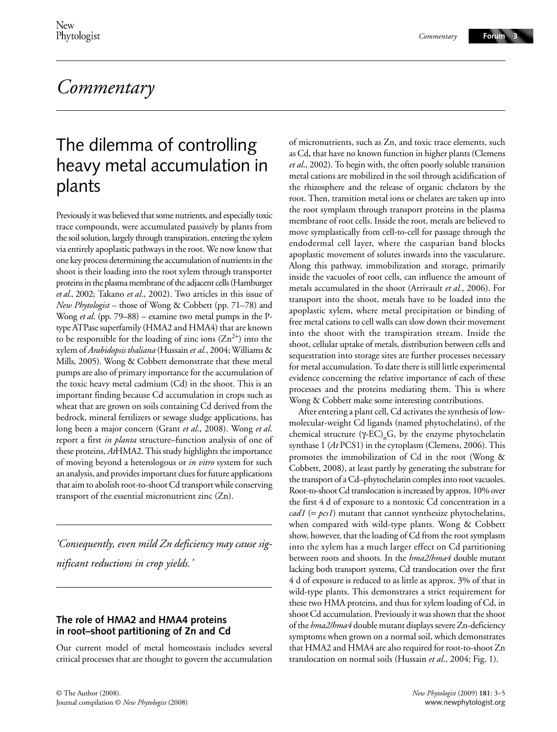# Commentary

## The dilemma of controlling heavy metal accumulation in plants

Previously it was believed that some nutrients, and especially toxic trace compounds, were accumulated passively by plants from the soil solution, largely through transpiration, entering the xylem via entirely apoplastic pathways in the root. We now know that one key process determining the accumulation of nutrients in the shoot is their loading into the root xylem through transporter proteins in the plasma membrane of the adjacent cells (Hamburger *et al.*, 2002; Takano *et al.*, 2002). Two articles in this issue of *New Phytologist* – those of Wong & Cobbett (pp. 71–78) and Wong *et al.* (pp. 79–88) – examine two metal pumps in the P-type ATPase superfamily (HMA2 and HMA4) that are known to be responsible for the loading of zinc ions ($Zn^{2+}$) into the xylem of *Arabidopsis thaliana* (Hussain *et al.*, 2004; Williams & Mills, 2005). Wong & Cobbett demonstrate that these metal pumps are also of primary importance for the accumulation of the toxic heavy metal cadmium (Cd) in the shoot. This is an important finding because Cd accumulation in crops such as wheat that are grown on soils containing Cd derived from the bedrock, mineral fertilizers or sewage sludge applications, has long been a major concern (Grant *et al.*, 2008). Wong *et al.* report a first *in planta* structure–function analysis of one of these proteins, *At*HMA2. This study highlights the importance of moving beyond a heterologous or *in vitro* system for such an analysis, and provides important clues for future applications that aim to abolish root-to-shoot Cd transport while conserving transport of the essential micronutrient zinc (Zn).

*'Consequently, even mild Zn deficiency may cause significant reductions in crop yields.'*

### The role of HMA2 and HMA4 proteins in root–shoot partitioning of Zn and Cd

Our current model of metal homeostasis includes several critical processes that are thought to govern the accumulation of micronutrients, such as Zn, and toxic trace elements, such as Cd, that have no known function in higher plants (Clemens *et al.*, 2002). To begin with, the often poorly soluble transition metal cations are mobilized in the soil through acidification of the rhizosphere and the release of organic chelators by the root. Then, transition metal ions or chelates are taken up into the root symplasm through transport proteins in the plasma membrane of root cells. Inside the root, metals are believed to move symplastically from cell-to-cell for passage through the endodermal cell layer, where the casparian band blocks apoplastic movement of solutes inwards into the vasculature. Along this pathway, immobilization and storage, primarily inside the vacuoles of root cells, can influence the amount of metals accumulated in the shoot (Arrivault *et al.*, 2006). For transport into the shoot, metals have to be loaded into the apoplastic xylem, where metal precipitation or binding of free metal cations to cell walls can slow down their movement into the shoot with the transpiration stream. Inside the shoot, cellular uptake of metals, distribution between cells and sequestration into storage sites are further processes necessary for metal accumulation. To date there is still little experimental evidence concerning the relative importance of each of these processes and the proteins mediating them. This is where Wong & Cobbett make some interesting contributions.

After entering a plant cell, Cd activates the synthesis of low-molecular-weight Cd ligands (named phytochelatins), of the chemical structure $(\gamma\text{-EC})_n$G, by the enzyme phytochelatin synthase 1 (*At* PCS1) in the cytoplasm (Clemens, 2006). This promotes the immobilization of Cd in the root (Wong & Cobbett, 2008), at least partly by generating the substrate for the transport of a Cd–phytochelatin complex into root vacuoles. Root-to-shoot Cd translocation is increased by approx. 10% over the first 4 d of exposure to a nontoxic Cd concentration in a *cad1* (= *pcs1*) mutant that cannot synthesize phytochelatins, when compared with wild-type plants. Wong & Cobbett show, however, that the loading of Cd from the root symplasm into the xylem has a much larger effect on Cd partitioning between roots and shoots. In the *hma2/hma4* double mutant lacking both transport systems, Cd translocation over the first 4 d of exposure is reduced to as little as approx. 3% of that in wild-type plants. This demonstrates a strict requirement for these two HMA proteins, and thus for xylem loading of Cd, in shoot Cd accumulation. Previously it was shown that the shoot of the *hma2/hma4* double mutant displays severe Zn-deficiency symptoms when grown on a normal soil, which demonstrates that HMA2 and HMA4 are also required for root-to-shoot Zn translocation on normal soils (Hussain *et al.*, 2004; Fig. 1).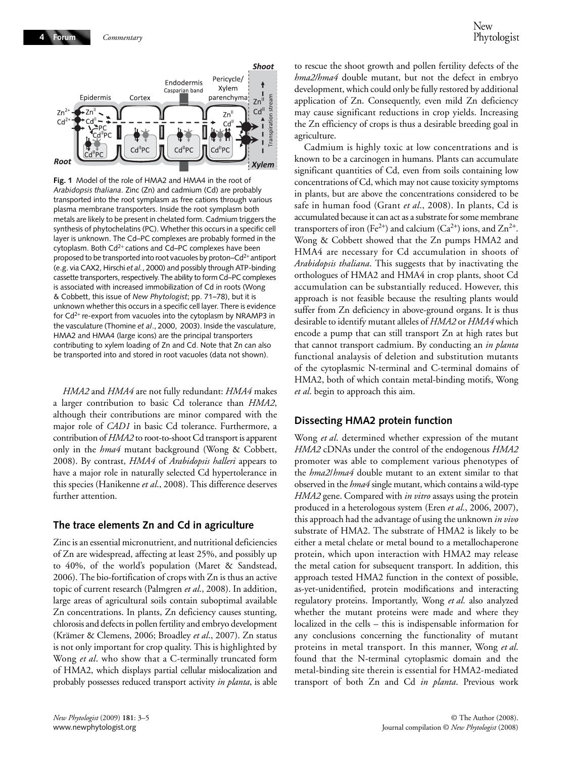**Fig. 1** Model of the role of HMA2 and HMA4 in the root of *Arabidopsis thaliana*. Zinc (Zn) and cadmium (Cd) are probably transported into the root symplasm as free cations through various plasma membrane transporters. Inside the root symplasm both metals are likely to be present in chelated form. Cadmium triggers the synthesis of phytochelatins (PC). Whether this occurs in a specific cell layer is unknown. The Cd–PC complexes are probably formed in the cytoplasm. Both $Cd^{2+}$ cations and Cd–PC complexes have been proposed to be transported into root vacuoles by proton–$Cd^{2+}$ antiport (e.g. via CAX2, Hirschi *et al.*, 2000) and possibly through ATP-binding cassette transporters, respectively. The ability to form Cd–PC complexes is associated with increased immobilization of Cd in roots (Wong & Cobbett, this issue of *New Phytologist*; pp. 71–78), but it is unknown whether this occurs in a specific cell layer. There is evidence for $Cd^{2+}$ re-export from vacuoles into the cytoplasm by NRAMP3 in the vasculature (Thomine *et al*., 2000, 2003). Inside the vasculature, HMA2 and HMA4 (large icons) are the principal transporters contributing to xylem loading of Zn and Cd. Note that Zn can also be transported into and stored in root vacuoles (data not shown).

*HMA2* and *HMA4* are not fully redundant: *HMA4* makes a larger contribution to basic Cd tolerance than *HMA2*, although their contributions are minor compared with the major role of *CAD1* in basic Cd tolerance. Furthermore, a contribution of *HMA2* to root-to-shoot Cd transport is apparent only in the *hma4* mutant background (Wong & Cobbett, 2008). By contrast, *HMA4* of *Arabidopsis halleri* appears to have a major role in naturally selected Cd hypertolerance in this species (Hanikenne *et al.*, 2008). This difference deserves further attention.

## The trace elements Zn and Cd in agriculture

Zinc is an essential micronutrient, and nutritional deficiencies of Zn are widespread, affecting at least 25%, and possibly up to 40%, of the world's population (Maret & Sandstead, 2006). The bio-fortification of crops with Zn is thus an active topic of current research (Palmgren *et al.*, 2008). In addition, large areas of agricultural soils contain suboptimal available Zn concentrations. In plants, Zn deficiency causes stunting, chlorosis and defects in pollen fertility and embryo development (Krämer & Clemens, 2006; Broadley *et al.*, 2007). Zn status is not only important for crop quality. This is highlighted by Wong *et al*. who show that a C-terminally truncated form of HMA2, which displays partial cellular mislocalization and probably possesses reduced transport activity *in planta*, is able to rescue the shoot growth and pollen fertility defects of the *hma2/hma4* double mutant, but not the defect in embryo development, which could only be fully restored by additional application of Zn. Consequently, even mild Zn deficiency may cause significant reductions in crop yields. Increasing the Zn efficiency of crops is thus a desirable breeding goal in agriculture.

Cadmium is highly toxic at low concentrations and is known to be a carcinogen in humans. Plants can accumulate significant quantities of Cd, even from soils containing low concentrations of Cd, which may not cause toxicity symptoms in plants, but are above the concentrations considered to be safe in human food (Grant *et al.*, 2008). In plants, Cd is accumulated because it can act as a substrate for some membrane transporters of iron ($Fe^{2+}$) and calcium ($Ca^{2+}$) ions, and $Zn^{2+}$. Wong & Cobbett showed that the Zn pumps HMA2 and HMA4 are necessary for Cd accumulation in shoots of *Arabidopsis thaliana*. This suggests that by inactivating the orthologues of HMA2 and HMA4 in crop plants, shoot Cd accumulation can be substantially reduced. However, this approach is not feasible because the resulting plants would suffer from Zn deficiency in above-ground organs. It is thus desirable to identify mutant alleles of *HMA2* or *HMA4* which encode a pump that can still transport Zn at high rates but that cannot transport cadmium. By conducting an *in planta* functional analysis of deletion and substitution mutants of the cytoplasmic N-terminal and C-terminal domains of HMA2, both of which contain metal-binding motifs, Wong *et al*. begin to approach this aim.

## Dissecting HMA2 protein function

Wong *et al*. determined whether expression of the mutant *HMA2* cDNAs under the control of the endogenous *HMA2* promoter was able to complement various phenotypes of the *hma2/hma4* double mutant to an extent similar to that observed in the *hma4* single mutant, which contains a wild-type *HMA2* gene. Compared with *in vitro* assays using the protein produced in a heterologous system (Eren *et al.*, 2006, 2007), this approach had the advantage of using the unknown *in vivo* substrate of HMA2. The substrate of HMA2 is likely to be either a metal chelate or metal bound to a metallochaperone protein, which upon interaction with HMA2 may release the metal cation for subsequent transport. In addition, this approach tested HMA2 function in the context of possible, as-yet-unidentified, protein modifications and interacting regulatory proteins. Importantly, Wong *et al*. also analyzed whether the mutant proteins were made and where they localized in the cells – this is indispensable information for any conclusions concerning the functionality of mutant proteins in metal transport. In this manner, Wong *et al.* found that the N-terminal cytoplasmic domain and the metal-binding site therein is essential for HMA2-mediated transport of both Zn and Cd *in planta*. Previous work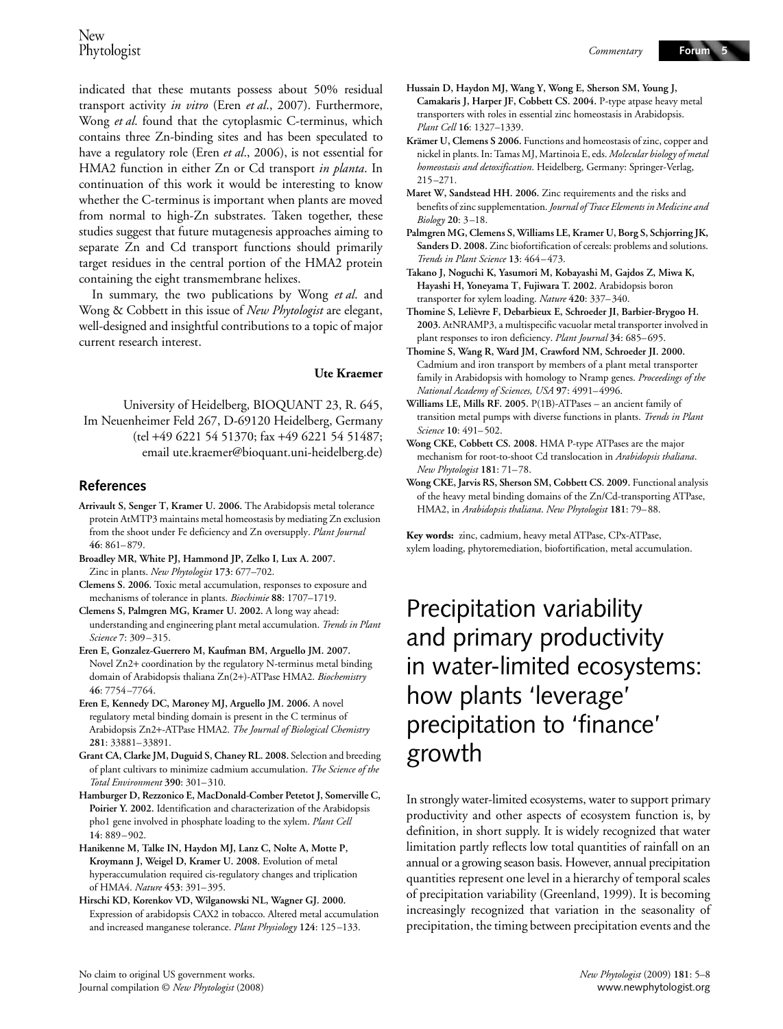indicated that these mutants possess about 50% residual transport activity *in vitro* (Eren *et al*., 2007). Furthermore, Wong *et al*. found that the cytoplasmic C-terminus, which contains three Zn-binding sites and has been speculated to have a regulatory role (Eren *et al*., 2006), is not essential for HMA2 function in either Zn or Cd transport *in planta*. In continuation of this work it would be interesting to know whether the C-terminus is important when plants are moved from normal to high-Zn substrates. Taken together, these studies suggest that future mutagenesis approaches aiming to separate Zn and Cd transport functions should primarily target residues in the central portion of the HMA2 protein containing the eight transmembrane helixes.

In summary, the two publications by Wong *et al*. and Wong & Cobbett in this issue of *New Phytologist* are elegant, well-designed and insightful contributions to a topic of major current research interest.

**Ute Kraemer**

University of Heidelberg, BIOQUANT 23, R. 645, Im Neuenheimer Feld 267, D-69120 Heidelberg, Germany (tel +49 6221 54 51370; fax +49 6221 54 51487; email ute.kraemer@bioquant.uni-heidelberg.de)

## References

**Arrivault S, Senger T, Kramer U. 2006.** The Arabidopsis metal tolerance protein AtMTP3 maintains metal homeostasis by mediating Zn exclusion from the shoot under Fe deficiency and Zn oversupply. *Plant Journal* **46**: 861–879.

**Broadley MR, White PJ, Hammond JP, Zelko I, Lux A. 2007.** Zinc in plants. *New Phytologist* **173**: 677–702.

**Clemens S. 2006.** Toxic metal accumulation, responses to exposure and mechanisms of tolerance in plants. *Biochimie* **88**: 1707–1719.

**Clemens S, Palmgren MG, Kramer U. 2002.** A long way ahead: understanding and engineering plant metal accumulation. *Trends in Plant Science* **7**: 309–315.

**Eren E, Gonzalez-Guerrero M, Kaufman BM, Arguello JM. 2007.** Novel Zn2+ coordination by the regulatory N-terminus metal binding domain of Arabidopsis thaliana Zn(2+)-ATPase HMA2. *Biochemistry* **46**: 7754–7764.

**Eren E, Kennedy DC, Maroney MJ, Arguello JM. 2006.** A novel regulatory metal binding domain is present in the C terminus of Arabidopsis Zn2+-ATPase HMA2. *The Journal of Biological Chemistry* **281**: 33881–33891.

**Grant CA, Clarke JM, Duguid S, Chaney RL. 2008.** Selection and breeding of plant cultivars to minimize cadmium accumulation. *The Science of the Total Environment* **390**: 301–310.

**Hamburger D, Rezzonico E, MacDonald-Comber Petetot J, Somerville C, Poirier Y. 2002.** Identification and characterization of the Arabidopsis pho1 gene involved in phosphate loading to the xylem. *Plant Cell* **14**: 889–902.

**Hanikenne M, Talke IN, Haydon MJ, Lanz C, Nolte A, Motte P, Kroymann J, Weigel D, Kramer U. 2008.** Evolution of metal hyperaccumulation required cis-regulatory changes and triplication of HMA4. *Nature* **453**: 391–395.

**Hirschi KD, Korenkov VD, Wilganowski NL, Wagner GJ. 2000.** Expression of arabidopsis CAX2 in tobacco. Altered metal accumulation and increased manganese tolerance. *Plant Physiology* **124**: 125–133.

**Hussain D, Haydon MJ, Wang Y, Wong E, Sherson SM, Young J, Camakaris J, Harper JF, Cobbett CS. 2004.** P-type atpase heavy metal transporters with roles in essential zinc homeostasis in Arabidopsis. *Plant Cell* **16**: 1327–1339.

**Krämer U, Clemens S 2006.** Functions and homeostasis of zinc, copper and nickel in plants. In: Tamas MJ, Martinoia E, eds. *Molecular biology of metal homeostasis and detoxification*. Heidelberg, Germany: Springer-Verlag, 215–271.

**Maret W, Sandstead HH. 2006.** Zinc requirements and the risks and benefits of zinc supplementation. *Journal of Trace Elements in Medicine and Biology* **20**: 3–18.

**Palmgren MG, Clemens S, Williams LE, Kramer U, Borg S, Schjorring JK, Sanders D. 2008.** Zinc biofortification of cereals: problems and solutions. *Trends in Plant Science* **13**: 464–473.

**Takano J, Noguchi K, Yasumori M, Kobayashi M, Gajdos Z, Miwa K, Hayashi H, Yoneyama T, Fujiwara T. 2002.** Arabidopsis boron transporter for xylem loading. *Nature* **420**: 337–340.

**Thomine S, Lelièvre F, Debarbieux E, Schroeder JI, Barbier-Brygoo H. 2003.** AtNRAMP3, a multispecific vacuolar metal transporter involved in plant responses to iron deficiency. *Plant Journal* **34**: 685–695.

**Thomine S, Wang R, Ward JM, Crawford NM, Schroeder JI. 2000.** Cadmium and iron transport by members of a plant metal transporter family in Arabidopsis with homology to Nramp genes. *Proceedings of the National Academy of Sciences, USA* **97**: 4991–4996.

**Williams LE, Mills RF. 2005.** P(1B)-ATPases – an ancient family of transition metal pumps with diverse functions in plants. *Trends in Plant Science* **10**: 491–502.

**Wong CKE, Cobbett CS. 2008.** HMA P-type ATPases are the major mechanism for root-to-shoot Cd translocation in *Arabidopsis thaliana*. *New Phytologist* **181**: 71–78.

**Wong CKE, Jarvis RS, Sherson SM, Cobbett CS. 2009.** Functional analysis of the heavy metal binding domains of the Zn/Cd-transporting ATPase, HMA2, in *Arabidopsis thaliana*. *New Phytologist* **181**: 79–88.

**Key words:** zinc, cadmium, heavy metal ATPase, CPx-ATPase, xylem loading, phytoremediation, biofortification, metal accumulation.

# Precipitation variability and primary productivity in water-limited ecosystems: how plants 'leverage' precipitation to 'finance' growth

In strongly water-limited ecosystems, water to support primary productivity and other aspects of ecosystem function is, by definition, in short supply. It is widely recognized that water limitation partly reflects low total quantities of rainfall on an annual or a growing season basis. However, annual precipitation quantities represent one level in a hierarchy of temporal scales of precipitation variability (Greenland, 1999). It is becoming increasingly recognized that variation in the seasonality of precipitation, the timing between precipitation events and the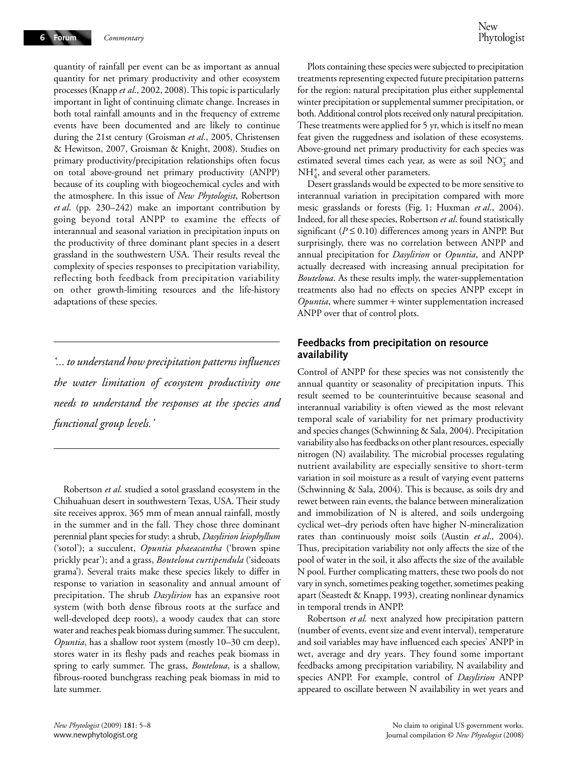quantity of rainfall per event can be as important as annual quantity for net primary productivity and other ecosystem processes (Knapp *et al*., 2002, 2008). This topic is particularly important in light of continuing climate change. Increases in both total rainfall amounts and in the frequency of extreme events have been documented and are likely to continue during the 21st century (Groisman *et al*., 2005, Christensen & Hewitson, 2007, Groisman & Knight, 2008). Studies on primary productivity/precipitation relationships often focus on total above-ground net primary productivity (ANPP) because of its coupling with biogeochemical cycles and with the atmosphere. In this issue of *New Phytologist*, Robertson *et al*. (pp. 230–242) make an important contribution by going beyond total ANPP to examine the effects of interannual and seasonal variation in precipitation inputs on the productivity of three dominant plant species in a desert grassland in the southwestern USA. Their results reveal the complexity of species responses to precipitation variability, reflecting both feedback from precipitation variability on other growth-limiting resources and the life-history adaptations of these species.

> *'... to understand how precipitation patterns influences the water limitation of ecosystem productivity one needs to understand the responses at the species and functional group levels.'*

Robertson *et al*. studied a sotol grassland ecosystem in the Chihuahuan desert in southwestern Texas, USA. Their study site receives approx. 365 mm of mean annual rainfall, mostly in the summer and in the fall. They chose three dominant perennial plant species for study: a shrub, *Dasylirion leiophyllum* ('sotol'); a succulent, *Opuntia phaeacantha* ('brown spine prickly pear'); and a grass, *Bouteloua curtipendula* ('sideoats grama'). Several traits make these species likely to differ in response to variation in seasonality and annual amount of precipitation. The shrub *Dasylirion* has an expansive root system (with both dense fibrous roots at the surface and well-developed deep roots), a woody caudex that can store water and reaches peak biomass during summer. The succulent, *Opuntia*, has a shallow root system (mostly 10–30 cm deep), stores water in its fleshy pads and reaches peak biomass in spring to early summer. The grass, *Bouteloua*, is a shallow, fibrous-rooted bunchgrass reaching peak biomass in mid to late summer.

Plots containing these species were subjected to precipitation treatments representing expected future precipitation patterns for the region: natural precipitation plus either supplemental winter precipitation or supplemental summer precipitation, or both. Additional control plots received only natural precipitation. These treatments were applied for 5 yr, which is itself no mean feat given the ruggedness and isolation of these ecosystems. Above-ground net primary productivity for each species was estimated several times each year, as were as soil $NO_3^-$ and $NH_4^+$, and several other parameters.

Desert grasslands would be expected to be more sensitive to interannual variation in precipitation compared with more mesic grasslands or forests (Fig. 1; Huxman *et al*., 2004). Indeed, for all these species, Robertson *et al*. found statistically significant ($P \leq 0.10$) differences among years in ANPP. But surprisingly, there was no correlation between ANPP and annual precipitation for *Dasylirion* or *Opuntia*, and ANPP actually decreased with increasing annual precipitation for *Bouteloua*. As these results imply, the water-supplementation treatments also had no effects on species ANPP except in *Opuntia*, where summer + winter supplementation increased ANPP over that of control plots.

## Feedbacks from precipitation on resource availability

Control of ANPP for these species was not consistently the annual quantity or seasonality of precipitation inputs. This result seemed to be counterintuitive because seasonal and interannual variability is often viewed as the most relevant temporal scale of variability for net primary productivity and species changes (Schwinning & Sala, 2004). Precipitation variability also has feedbacks on other plant resources, especially nitrogen (N) availability. The microbial processes regulating nutrient availability are especially sensitive to short-term variation in soil moisture as a result of varying event patterns (Schwinning & Sala, 2004). This is because, as soils dry and rewet between rain events, the balance between mineralization and immobilization of N is altered, and soils undergoing cyclical wet–dry periods often have higher N-mineralization rates than continuously moist soils (Austin *et al*., 2004). Thus, precipitation variability not only affects the size of the pool of water in the soil, it also affects the size of the available N pool. Further complicating matters, these two pools do not vary in synch, sometimes peaking together, sometimes peaking apart (Seastedt & Knapp, 1993), creating nonlinear dynamics in temporal trends in ANPP.

Robertson *et al.* next analyzed how precipitation pattern (number of events, event size and event interval), temperature and soil variables may have influenced each species' ANPP in wet, average and dry years. They found some important feedbacks among precipitation variability, N availability and species ANPP. For example, control of *Dasylirion* ANPP appeared to oscillate between N availability in wet years and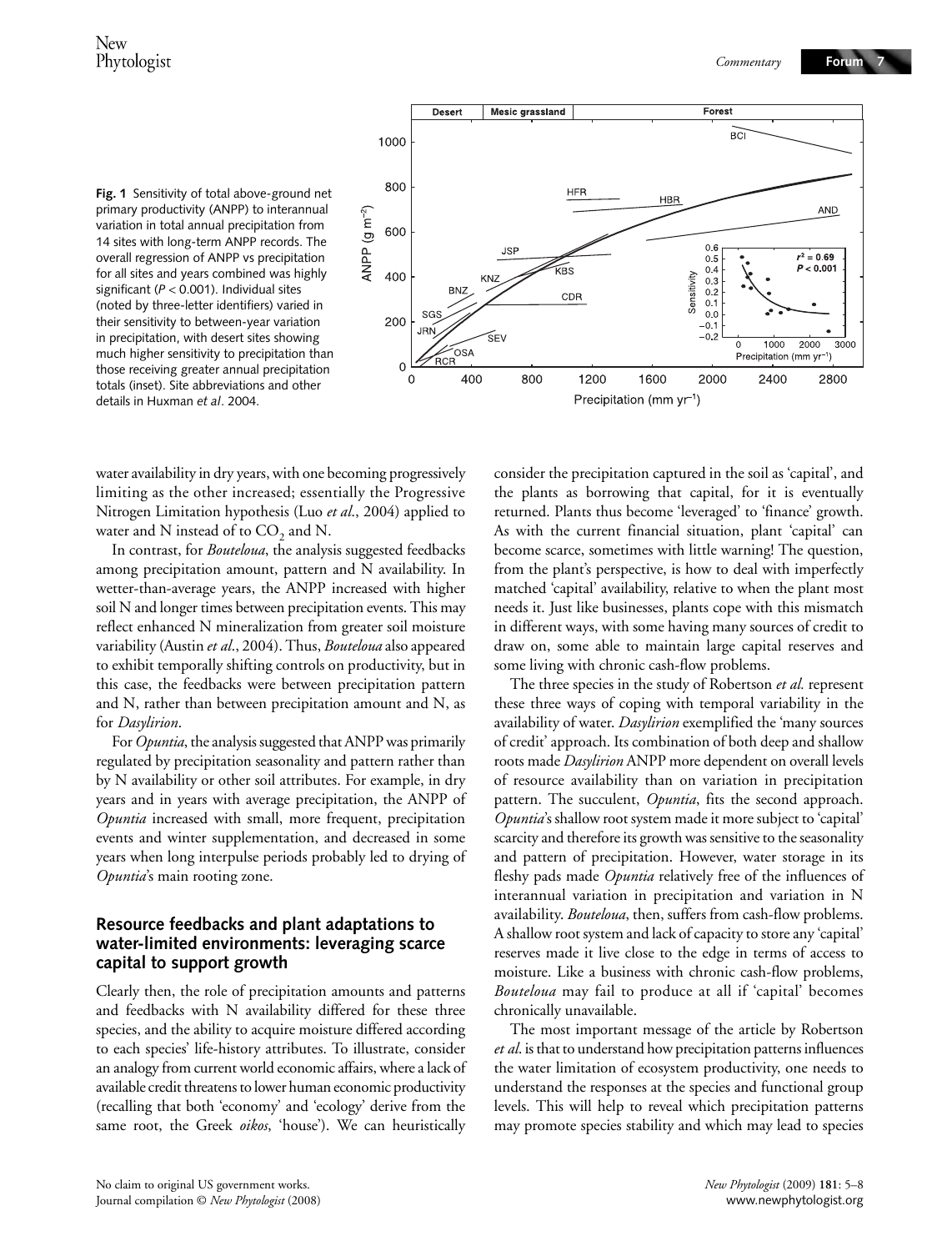**Fig. 1** Sensitivity of total above-ground net primary productivity (ANPP) to interannual variation in total annual precipitation from 14 sites with long-term ANPP records. The overall regression of ANPP vs precipitation for all sites and years combined was highly significant ($P < 0.001$). Individual sites (noted by three-letter identifiers) varied in their sensitivity to between-year variation in precipitation, with desert sites showing much higher sensitivity to precipitation than those receiving greater annual precipitation totals (inset). Site abbreviations and other details in Huxman *et al*. 2004.

water availability in dry years, with one becoming progressively limiting as the other increased; essentially the Progressive Nitrogen Limitation hypothesis (Luo *et al*., 2004) applied to water and N instead of to $CO_2$ and N.

In contrast, for *Bouteloua*, the analysis suggested feedbacks among precipitation amount, pattern and N availability. In wetter-than-average years, the ANPP increased with higher soil N and longer times between precipitation events. This may reflect enhanced N mineralization from greater soil moisture variability (Austin *et al*., 2004). Thus, *Bouteloua* also appeared to exhibit temporally shifting controls on productivity, but in this case, the feedbacks were between precipitation pattern and N, rather than between precipitation amount and N, as for *Dasylirion*.

For *Opuntia*, the analysis suggested that ANPP was primarily regulated by precipitation seasonality and pattern rather than by N availability or other soil attributes. For example, in dry years and in years with average precipitation, the ANPP of *Opuntia* increased with small, more frequent, precipitation events and winter supplementation, and decreased in some years when long interpulse periods probably led to drying of *Opuntia*'s main rooting zone.

## Resource feedbacks and plant adaptations to water-limited environments: leveraging scarce capital to support growth

Clearly then, the role of precipitation amounts and patterns and feedbacks with N availability differed for these three species, and the ability to acquire moisture differed according to each species' life-history attributes. To illustrate, consider an analogy from current world economic affairs, where a lack of available credit threatens to lower human economic productivity (recalling that both 'economy' and 'ecology' derive from the same root, the Greek *oikos*, 'house'). We can heuristically consider the precipitation captured in the soil as 'capital', and the plants as borrowing that capital, for it is eventually returned. Plants thus become 'leveraged' to 'finance' growth. As with the current financial situation, plant 'capital' can become scarce, sometimes with little warning! The question, from the plant's perspective, is how to deal with imperfectly matched 'capital' availability, relative to when the plant most needs it. Just like businesses, plants cope with this mismatch in different ways, with some having many sources of credit to draw on, some able to maintain large capital reserves and some living with chronic cash-flow problems.

The three species in the study of Robertson *et al.* represent these three ways of coping with temporal variability in the availability of water. *Dasylirion* exemplified the 'many sources of credit' approach. Its combination of both deep and shallow roots made *Dasylirion* ANPP more dependent on overall levels of resource availability than on variation in precipitation pattern. The succulent, *Opuntia*, fits the second approach. *Opuntia*'s shallow root system made it more subject to 'capital' scarcity and therefore its growth was sensitive to the seasonality and pattern of precipitation. However, water storage in its fleshy pads made *Opuntia* relatively free of the influences of interannual variation in precipitation and variation in N availability. *Bouteloua*, then, suffers from cash-flow problems. A shallow root system and lack of capacity to store any 'capital' reserves made it live close to the edge in terms of access to moisture. Like a business with chronic cash-flow problems, *Bouteloua* may fail to produce at all if 'capital' becomes chronically unavailable.

The most important message of the article by Robertson *et al*. is that to understand how precipitation patterns influences the water limitation of ecosystem productivity, one needs to understand the responses at the species and functional group levels. This will help to reveal which precipitation patterns may promote species stability and which may lead to species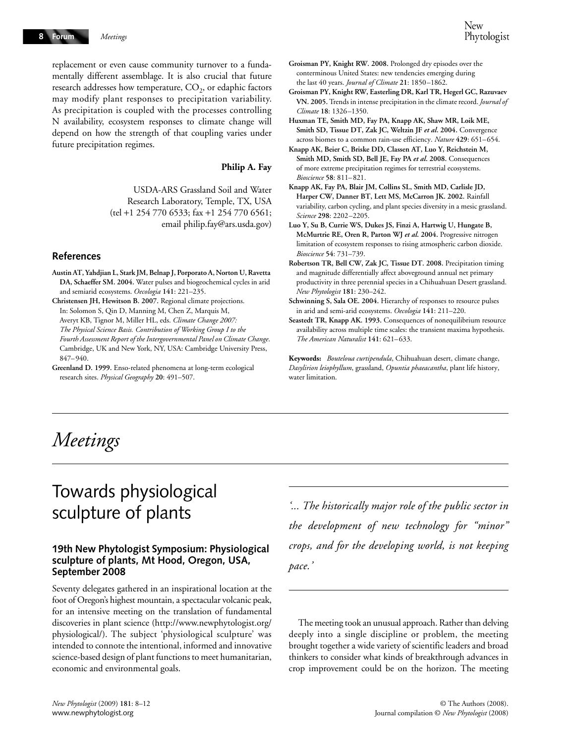replacement or even cause community turnover to a fundamentally different assemblage. It is also crucial that future research addresses how temperature, $CO_2$, or edaphic factors may modify plant responses to precipitation variability. As precipitation is coupled with the processes controlling N availability, ecosystem responses to climate change will depend on how the strength of that coupling varies under future precipitation regimes.

**Philip A. Fay**

USDA-ARS Grassland Soil and Water Research Laboratory, Temple, TX, USA (tel +1 254 770 6533; fax +1 254 770 6561; email philip.fay@ars.usda.gov)

## References

**Austin AT, Yahdjian L, Stark JM, Belnap J, Porporato A, Norton U, Ravetta DA, Schaeffer SM. 2004.** Water pulses and biogeochemical cycles in arid and semiarid ecosystems. *Oecologia* **141**: 221–235.

**Christensen JH, Hewitson B. 2007.** Regional climate projections. In: Solomon S, Qin D, Manning M, Chen Z, Marquis M, Averyt KB, Tignor M, Miller HL, eds. *Climate Change 2007: The Physical Science Basis. Contribution of Working Group I to the Fourth Assessment Report of the Intergovernmental Panel on Climate Change*. Cambridge, UK and New York, NY, USA: Cambridge University Press, 847–940.

**Greenland D. 1999.** Enso-related phenomena at long-term ecological research sites. *Physical Geography* **20**: 491–507.

**Groisman PY, Knight RW. 2008.** Prolonged dry episodes over the conterminous United States: new tendencies emerging during the last 40 years. *Journal of Climate* **21**: 1850–1862.

**Groisman PY, Knight RW, Easterling DR, Karl TR, Hegerl GC, Razuvaev VN. 2005.** Trends in intense precipitation in the climate record. *Journal of Climate* **18**: 1326–1350.

**Huxman TE, Smith MD, Fay PA, Knapp AK, Shaw MR, Loik ME, Smith SD, Tissue DT, Zak JC, Weltzin JF *et al.* 2004.** Convergence across biomes to a common rain-use efficiency. *Nature* **429**: 651–654.

**Knapp AK, Beier C, Briske DD, Classen AT, Luo Y, Reichstein M, Smith MD, Smith SD, Bell JE, Fay PA *et al.* 2008.** Consequences of more extreme precipitation regimes for terrestrial ecosystems. *Bioscience* **58**: 811–821.

**Knapp AK, Fay PA, Blair JM, Collins SL, Smith MD, Carlisle JD, Harper CW, Danner BT, Lett MS, McCarron JK. 2002.** Rainfall variability, carbon cycling, and plant species diversity in a mesic grassland. *Science* **298**: 2202–2205.

**Luo Y, Su B, Currie WS, Dukes JS, Finzi A, Hartwig U, Hungate B, McMurtrie RE, Oren R, Parton WJ *et al.* 2004.** Progressive nitrogen limitation of ecosystem responses to rising atmospheric carbon dioxide. *Bioscience* **54**: 731–739.

**Robertson TR, Bell CW, Zak JC, Tissue DT. 2008.** Precipitation timing and magnitude differentially affect aboveground annual net primary productivity in three perennial species in a Chihuahuan Desert grassland. *New Phytologist* **181**: 230–242.

**Schwinning S, Sala OE. 2004.** Hierarchy of responses to resource pulses in arid and semi-arid ecosystems. *Oecologia* **141**: 211–220.

**Seastedt TR, Knapp AK. 1993.** Consequences of nonequilibrium resource availability across multiple time scales: the transient maxima hypothesis. *The American Naturalist* **141**: 621–633.

**Keywords:** *Bouteloua curtipendula*, Chihuahuan desert, climate change, *Dasylirion leiophyllum*, grassland, *Opuntia phaeacantha*, plant life history, water limitation.

# *Meetings*

## Towards physiological sculpture of plants

### 19th New Phytologist Symposium: Physiological sculpture of plants, Mt Hood, Oregon, USA, September 2008

Seventy delegates gathered in an inspirational location at the foot of Oregon's highest mountain, a spectacular volcanic peak, for an intensive meeting on the translation of fundamental discoveries in plant science (http://www.newphytologist.org/physiological/). The subject 'physiological sculpture' was intended to connote the intentional, informed and innovative science-based design of plant functions to meet humanitarian, economic and environmental goals.

*'... The historically major role of the public sector in the development of new technology for "minor" crops, and for the developing world, is not keeping pace.'*

The meeting took an unusual approach. Rather than delving deeply into a single discipline or problem, the meeting brought together a wide variety of scientific leaders and broad thinkers to consider what kinds of breakthrough advances in crop improvement could be on the horizon. The meeting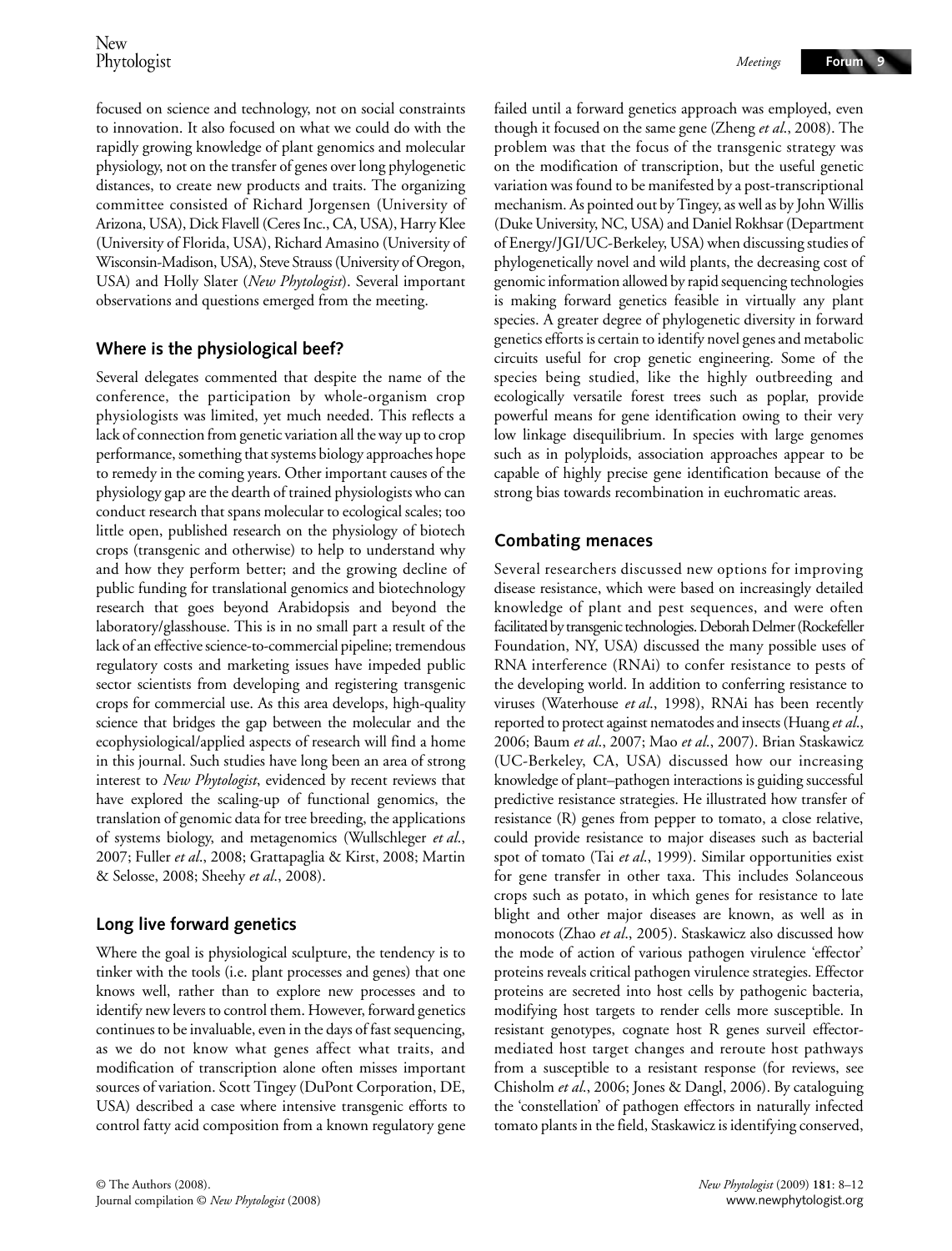focused on science and technology, not on social constraints to innovation. It also focused on what we could do with the rapidly growing knowledge of plant genomics and molecular physiology, not on the transfer of genes over long phylogenetic distances, to create new products and traits. The organizing committee consisted of Richard Jorgensen (University of Arizona, USA), Dick Flavell (Ceres Inc., CA, USA), Harry Klee (University of Florida, USA), Richard Amasino (University of Wisconsin-Madison, USA), Steve Strauss (University of Oregon, USA) and Holly Slater (*New Phytologist*). Several important observations and questions emerged from the meeting.

## Where is the physiological beef?

Several delegates commented that despite the name of the conference, the participation by whole-organism crop physiologists was limited, yet much needed. This reflects a lack of connection from genetic variation all the way up to crop performance, something that systems biology approaches hope to remedy in the coming years. Other important causes of the physiology gap are the dearth of trained physiologists who can conduct research that spans molecular to ecological scales; too little open, published research on the physiology of biotech crops (transgenic and otherwise) to help to understand why and how they perform better; and the growing decline of public funding for translational genomics and biotechnology research that goes beyond Arabidopsis and beyond the laboratory/glasshouse. This is in no small part a result of the lack of an effective science-to-commercial pipeline; tremendous regulatory costs and marketing issues have impeded public sector scientists from developing and registering transgenic crops for commercial use. As this area develops, high-quality science that bridges the gap between the molecular and the ecophysiological/applied aspects of research will find a home in this journal. Such studies have long been an area of strong interest to *New Phytologist*, evidenced by recent reviews that have explored the scaling-up of functional genomics, the translation of genomic data for tree breeding, the applications of systems biology, and metagenomics (Wullschleger *et al.*, 2007; Fuller *et al.*, 2008; Grattapaglia & Kirst, 2008; Martin & Selosse, 2008; Sheehy *et al.*, 2008).

## Long live forward genetics

Where the goal is physiological sculpture, the tendency is to tinker with the tools (i.e. plant processes and genes) that one knows well, rather than to explore new processes and to identify new levers to control them. However, forward genetics continues to be invaluable, even in the days of fast sequencing, as we do not know what genes affect what traits, and modification of transcription alone often misses important sources of variation. Scott Tingey (DuPont Corporation, DE, USA) described a case where intensive transgenic efforts to control fatty acid composition from a known regulatory gene failed until a forward genetics approach was employed, even though it focused on the same gene (Zheng *et al.*, 2008). The problem was that the focus of the transgenic strategy was on the modification of transcription, but the useful genetic variation was found to be manifested by a post-transcriptional mechanism. As pointed out by Tingey, as well as by John Willis (Duke University, NC, USA) and Daniel Rokhsar (Department of Energy/JGI/UC-Berkeley, USA) when discussing studies of phylogenetically novel and wild plants, the decreasing cost of genomic information allowed by rapid sequencing technologies is making forward genetics feasible in virtually any plant species. A greater degree of phylogenetic diversity in forward genetics efforts is certain to identify novel genes and metabolic circuits useful for crop genetic engineering. Some of the species being studied, like the highly outbreeding and ecologically versatile forest trees such as poplar, provide powerful means for gene identification owing to their very low linkage disequilibrium. In species with large genomes such as in polyploids, association approaches appear to be capable of highly precise gene identification because of the strong bias towards recombination in euchromatic areas.

## Combating menaces

Several researchers discussed new options for improving disease resistance, which were based on increasingly detailed knowledge of plant and pest sequences, and were often facilitated by transgenic technologies. Deborah Delmer (Rockefeller Foundation, NY, USA) discussed the many possible uses of RNA interference (RNAi) to confer resistance to pests of the developing world. In addition to conferring resistance to viruses (Waterhouse *et al.*, 1998), RNAi has been recently reported to protect against nematodes and insects (Huang *et al.*, 2006; Baum *et al.*, 2007; Mao *et al.*, 2007). Brian Staskawicz (UC-Berkeley, CA, USA) discussed how our increasing knowledge of plant–pathogen interactions is guiding successful predictive resistance strategies. He illustrated how transfer of resistance (R) genes from pepper to tomato, a close relative, could provide resistance to major diseases such as bacterial spot of tomato (Tai *et al.*, 1999). Similar opportunities exist for gene transfer in other taxa. This includes Solanceous crops such as potato, in which genes for resistance to late blight and other major diseases are known, as well as in monocots (Zhao *et al.*, 2005). Staskawicz also discussed how the mode of action of various pathogen virulence 'effector' proteins reveals critical pathogen virulence strategies. Effector proteins are secreted into host cells by pathogenic bacteria, modifying host targets to render cells more susceptible. In resistant genotypes, cognate host R genes surveil effector-mediated host target changes and reroute host pathways from a susceptible to a resistant response (for reviews, see Chisholm *et al.*, 2006; Jones & Dangl, 2006). By cataloguing the 'constellation' of pathogen effectors in naturally infected tomato plants in the field, Staskawicz is identifying conserved,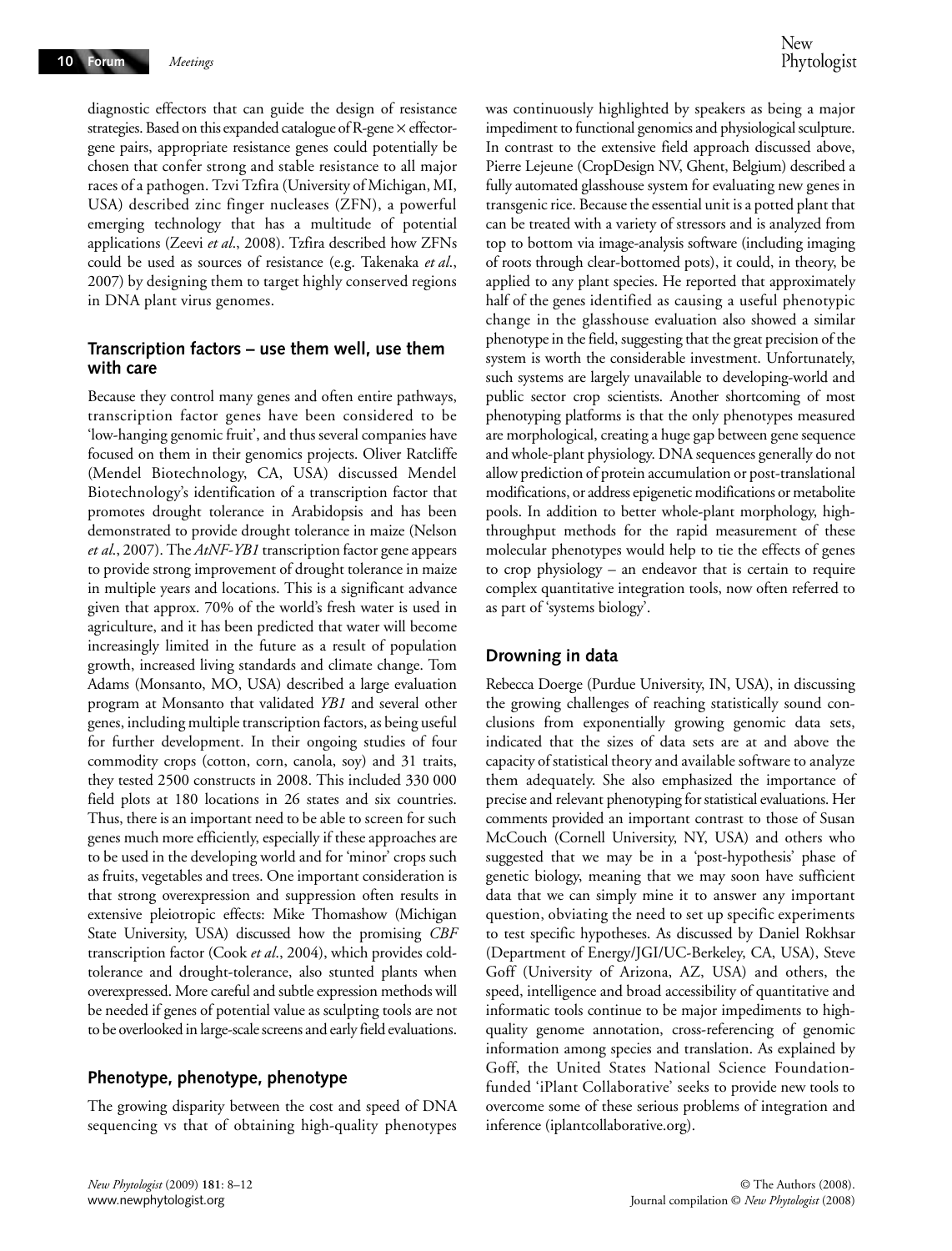diagnostic effectors that can guide the design of resistance strategies. Based on this expanded catalogue of R-gene × effector-gene pairs, appropriate resistance genes could potentially be chosen that confer strong and stable resistance to all major races of a pathogen. Tzvi Tzfira (University of Michigan, MI, USA) described zinc finger nucleases (ZFN), a powerful emerging technology that has a multitude of potential applications (Zeevi *et al*., 2008). Tzfira described how ZFNs could be used as sources of resistance (e.g. Takenaka *et al*., 2007) by designing them to target highly conserved regions in DNA plant virus genomes.

## Transcription factors – use them well, use them with care

Because they control many genes and often entire pathways, transcription factor genes have been considered to be 'low-hanging genomic fruit', and thus several companies have focused on them in their genomics projects. Oliver Ratcliffe (Mendel Biotechnology, CA, USA) discussed Mendel Biotechnology's identification of a transcription factor that promotes drought tolerance in Arabidopsis and has been demonstrated to provide drought tolerance in maize (Nelson *et al*., 2007). The *AtNF-YB1* transcription factor gene appears to provide strong improvement of drought tolerance in maize in multiple years and locations. This is a significant advance given that approx. 70% of the world's fresh water is used in agriculture, and it has been predicted that water will become increasingly limited in the future as a result of population growth, increased living standards and climate change. Tom Adams (Monsanto, MO, USA) described a large evaluation program at Monsanto that validated *YB1* and several other genes, including multiple transcription factors, as being useful for further development. In their ongoing studies of four commodity crops (cotton, corn, canola, soy) and 31 traits, they tested 2500 constructs in 2008. This included 330 000 field plots at 180 locations in 26 states and six countries. Thus, there is an important need to be able to screen for such genes much more efficiently, especially if these approaches are to be used in the developing world and for 'minor' crops such as fruits, vegetables and trees. One important consideration is that strong overexpression and suppression often results in extensive pleiotropic effects: Mike Thomashow (Michigan State University, USA) discussed how the promising *CBF* transcription factor (Cook *et al*., 2004), which provides cold-tolerance and drought-tolerance, also stunted plants when overexpressed. More careful and subtle expression methods will be needed if genes of potential value as sculpting tools are not to be overlooked in large-scale screens and early field evaluations.

## Phenotype, phenotype, phenotype

The growing disparity between the cost and speed of DNA sequencing vs that of obtaining high-quality phenotypes was continuously highlighted by speakers as being a major impediment to functional genomics and physiological sculpture. In contrast to the extensive field approach discussed above, Pierre Lejeune (CropDesign NV, Ghent, Belgium) described a fully automated glasshouse system for evaluating new genes in transgenic rice. Because the essential unit is a potted plant that can be treated with a variety of stressors and is analyzed from top to bottom via image-analysis software (including imaging of roots through clear-bottomed pots), it could, in theory, be applied to any plant species. He reported that approximately half of the genes identified as causing a useful phenotypic change in the glasshouse evaluation also showed a similar phenotype in the field, suggesting that the great precision of the system is worth the considerable investment. Unfortunately, such systems are largely unavailable to developing-world and public sector crop scientists. Another shortcoming of most phenotyping platforms is that the only phenotypes measured are morphological, creating a huge gap between gene sequence and whole-plant physiology. DNA sequences generally do not allow prediction of protein accumulation or post-translational modifications, or address epigenetic modifications or metabolite pools. In addition to better whole-plant morphology, high-throughput methods for the rapid measurement of these molecular phenotypes would help to tie the effects of genes to crop physiology – an endeavor that is certain to require complex quantitative integration tools, now often referred to as part of 'systems biology'.

## Drowning in data

Rebecca Doerge (Purdue University, IN, USA), in discussing the growing challenges of reaching statistically sound conclusions from exponentially growing genomic data sets, indicated that the sizes of data sets are at and above the capacity of statistical theory and available software to analyze them adequately. She also emphasized the importance of precise and relevant phenotyping for statistical evaluations. Her comments provided an important contrast to those of Susan McCouch (Cornell University, NY, USA) and others who suggested that we may be in a 'post-hypothesis' phase of genetic biology, meaning that we may soon have sufficient data that we can simply mine it to answer any important question, obviating the need to set up specific experiments to test specific hypotheses. As discussed by Daniel Rokhsar (Department of Energy/JGI/UC-Berkeley, CA, USA), Steve Goff (University of Arizona, AZ, USA) and others, the speed, intelligence and broad accessibility of quantitative and informatic tools continue to be major impediments to high-quality genome annotation, cross-referencing of genomic information among species and translation. As explained by Goff, the United States National Science Foundation-funded 'iPlant Collaborative' seeks to provide new tools to overcome some of these serious problems of integration and inference (iplantcollaborative.org).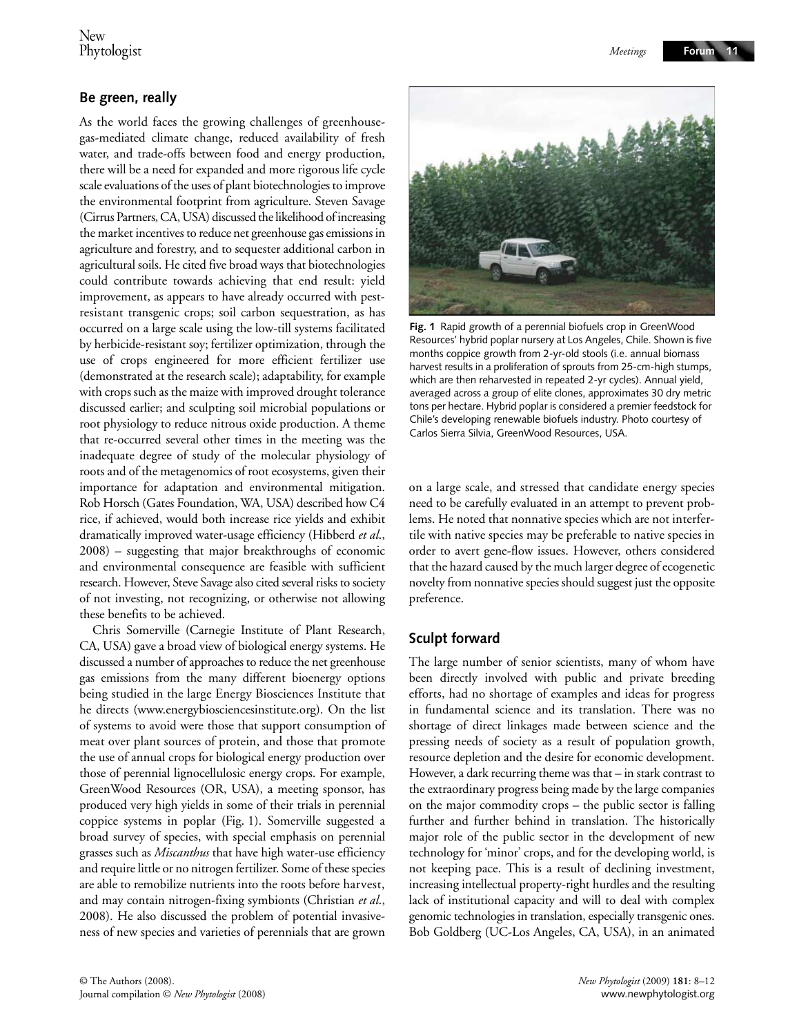## Be green, really

As the world faces the growing challenges of greenhouse-gas-mediated climate change, reduced availability of fresh water, and trade-offs between food and energy production, there will be a need for expanded and more rigorous life cycle scale evaluations of the uses of plant biotechnologies to improve the environmental footprint from agriculture. Steven Savage (Cirrus Partners, CA, USA) discussed the likelihood of increasing the market incentives to reduce net greenhouse gas emissions in agriculture and forestry, and to sequester additional carbon in agricultural soils. He cited five broad ways that biotechnologies could contribute towards achieving that end result: yield improvement, as appears to have already occurred with pest-resistant transgenic crops; soil carbon sequestration, as has occurred on a large scale using the low-till systems facilitated by herbicide-resistant soy; fertilizer optimization, through the use of crops engineered for more efficient fertilizer use (demonstrated at the research scale); adaptability, for example with crops such as the maize with improved drought tolerance discussed earlier; and sculpting soil microbial populations or root physiology to reduce nitrous oxide production. A theme that re-occurred several other times in the meeting was the inadequate degree of study of the molecular physiology of roots and of the metagenomics of root ecosystems, given their importance for adaptation and environmental mitigation. Rob Horsch (Gates Foundation, WA, USA) described how C4 rice, if achieved, would both increase rice yields and exhibit dramatically improved water-usage efficiency (Hibberd *et al.*, 2008) – suggesting that major breakthroughs of economic and environmental consequence are feasible with sufficient research. However, Steve Savage also cited several risks to society of not investing, not recognizing, or otherwise not allowing these benefits to be achieved.

Chris Somerville (Carnegie Institute of Plant Research, CA, USA) gave a broad view of biological energy systems. He discussed a number of approaches to reduce the net greenhouse gas emissions from the many different bioenergy options being studied in the large Energy Biosciences Institute that he directs (www.energybiosciencesinstitute.org). On the list of systems to avoid were those that support consumption of meat over plant sources of protein, and those that promote the use of annual crops for biological energy production over those of perennial lignocellulosic energy crops. For example, GreenWood Resources (OR, USA), a meeting sponsor, has produced very high yields in some of their trials in perennial coppice systems in poplar (Fig. 1). Somerville suggested a broad survey of species, with special emphasis on perennial grasses such as *Miscanthus* that have high water-use efficiency and require little or no nitrogen fertilizer. Some of these species are able to remobilize nutrients into the roots before harvest, and may contain nitrogen-fixing symbionts (Christian *et al.*, 2008). He also discussed the problem of potential invasiveness of new species and varieties of perennials that are grown on a large scale, and stressed that candidate energy species need to be carefully evaluated in an attempt to prevent problems. He noted that nonnative species which are not interfertile with native species may be preferable to native species in order to avert gene-flow issues. However, others considered that the hazard caused by the much larger degree of ecogenetic novelty from nonnative species should suggest just the opposite preference.

**Fig. 1** Rapid growth of a perennial biofuels crop in GreenWood Resources' hybrid poplar nursery at Los Angeles, Chile. Shown is five months coppice growth from 2-yr-old stools (i.e. annual biomass harvest results in a proliferation of sprouts from 25-cm-high stumps, which are then reharvested in repeated 2-yr cycles). Annual yield, averaged across a group of elite clones, approximates 30 dry metric tons per hectare. Hybrid poplar is considered a premier feedstock for Chile's developing renewable biofuels industry. Photo courtesy of Carlos Sierra Silvia, GreenWood Resources, USA.

## Sculpt forward

The large number of senior scientists, many of whom have been directly involved with public and private breeding efforts, had no shortage of examples and ideas for progress in fundamental science and its translation. There was no shortage of direct linkages made between science and the pressing needs of society as a result of population growth, resource depletion and the desire for economic development. However, a dark recurring theme was that – in stark contrast to the extraordinary progress being made by the large companies on the major commodity crops – the public sector is falling further and further behind in translation. The historically major role of the public sector in the development of new technology for 'minor' crops, and for the developing world, is not keeping pace. This is a result of declining investment, increasing intellectual property-right hurdles and the resulting lack of institutional capacity and will to deal with complex genomic technologies in translation, especially transgenic ones. Bob Goldberg (UC-Los Angeles, CA, USA), in an animated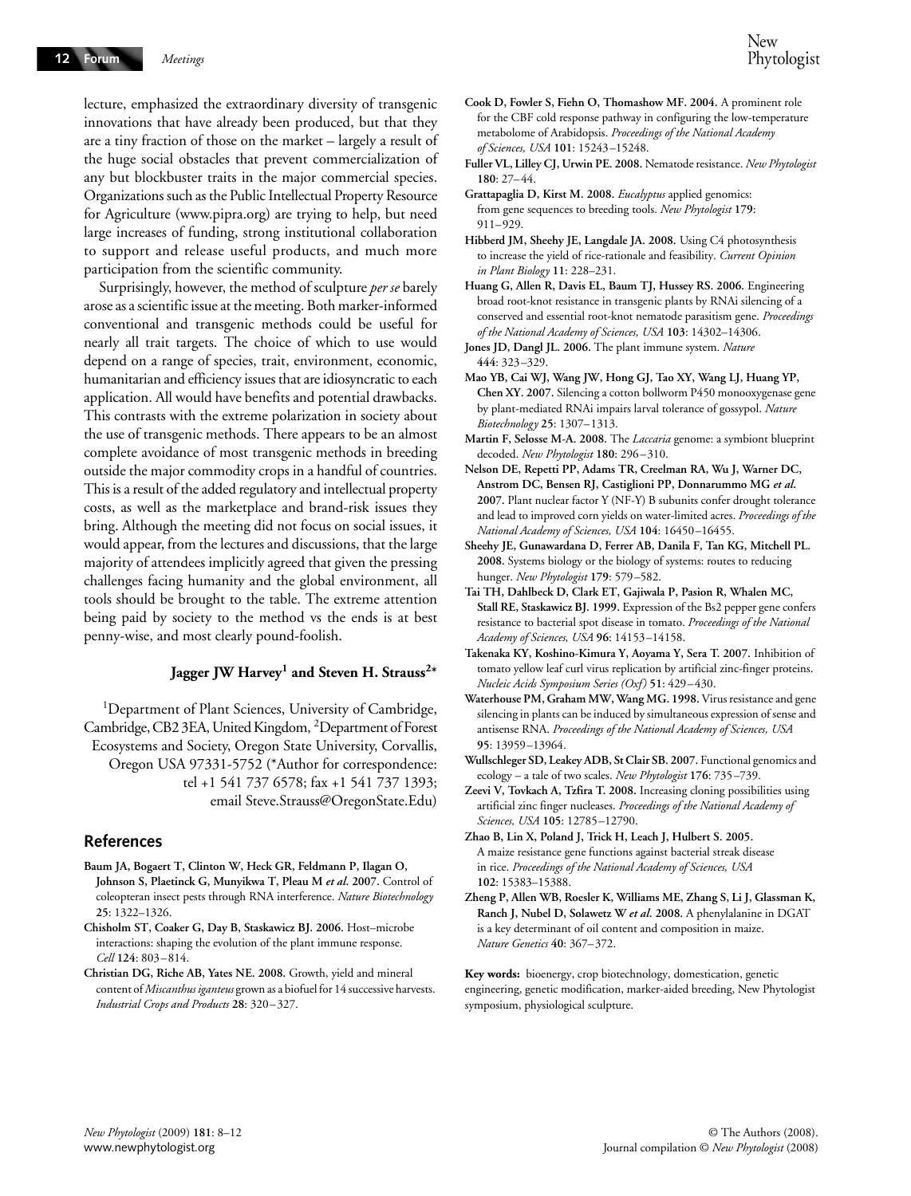lecture, emphasized the extraordinary diversity of transgenic innovations that have already been produced, but that they are a tiny fraction of those on the market – largely a result of the huge social obstacles that prevent commercialization of any but blockbuster traits in the major commercial species. Organizations such as the Public Intellectual Property Resource for Agriculture (www.pipra.org) are trying to help, but need large increases of funding, strong institutional collaboration to support and release useful products, and much more participation from the scientific community.

Surprisingly, however, the method of sculpture *per se* barely arose as a scientific issue at the meeting. Both marker-informed conventional and transgenic methods could be useful for nearly all trait targets. The choice of which to use would depend on a range of species, trait, environment, economic, humanitarian and efficiency issues that are idiosyncratic to each application. All would have benefits and potential drawbacks. This contrasts with the extreme polarization in society about the use of transgenic methods. There appears to be an almost complete avoidance of most transgenic methods in breeding outside the major commodity crops in a handful of countries. This is a result of the added regulatory and intellectual property costs, as well as the marketplace and brand-risk issues they bring. Although the meeting did not focus on social issues, it would appear, from the lectures and discussions, that the large majority of attendees implicitly agreed that given the pressing challenges facing humanity and the global environment, all tools should be brought to the table. The extreme attention being paid by society to the method vs the ends is at best penny-wise, and most clearly pound-foolish.

**Jagger JW Harvey[1] and Steven H. Strauss[2]***

[1]Department of Plant Sciences, University of Cambridge, Cambridge, CB2 3EA, United Kingdom, [2]Department of Forest Ecosystems and Society, Oregon State University, Corvallis, Oregon USA 97331-5752 (*Author for correspondence: tel +1 541 737 6578; fax +1 541 737 1393; email Steve.Strauss@OregonState.Edu)

## References

**Baum JA, Bogaert T, Clinton W, Heck GR, Feldmann P, Ilagan O, Johnson S, Plaetinck G, Munyikwa T, Pleau M *et al.* 2007.** Control of coleopteran insect pests through RNA interference. *Nature Biotechnology* **25**: 1322–1326.

**Chisholm ST, Coaker G, Day B, Staskawicz BJ. 2006.** Host–microbe interactions: shaping the evolution of the plant immune response. *Cell* **124**: 803–814.

**Christian DG, Riche AB, Yates NE. 2008.** Growth, yield and mineral content of *Miscanthus iganteus* grown as a biofuel for 14 successive harvests. *Industrial Crops and Products* **28**: 320–327.

**Cook D, Fowler S, Fiehn O, Thomashow MF. 2004.** A prominent role for the CBF cold response pathway in configuring the low-temperature metabolome of Arabidopsis. *Proceedings of the National Academy of Sciences, USA* **101**: 15243–15248.

**Fuller VL, Lilley CJ, Urwin PE. 2008.** Nematode resistance. *New Phytologist* **180**: 27–44.

**Grattapaglia D, Kirst M. 2008.** *Eucalyptus* applied genomics: from gene sequences to breeding tools. *New Phytologist* **179**: 911–929.

**Hibberd JM, Sheehy JE, Langdale JA. 2008.** Using C4 photosynthesis to increase the yield of rice-rationale and feasibility. *Current Opinion in Plant Biology* **11**: 228–231.

**Huang G, Allen R, Davis EL, Baum TJ, Hussey RS. 2006.** Engineering broad root-knot resistance in transgenic plants by RNAi silencing of a conserved and essential root-knot nematode parasitism gene. *Proceedings of the National Academy of Sciences, USA* **103**: 14302–14306.

**Jones JD, Dangl JL. 2006.** The plant immune system. *Nature* **444**: 323–329.

**Mao YB, Cai WJ, Wang JW, Hong GJ, Tao XY, Wang LJ, Huang YP, Chen XY. 2007.** Silencing a cotton bollworm P450 monooxygenase gene by plant-mediated RNAi impairs larval tolerance of gossypol. *Nature Biotechnology* **25**: 1307–1313.

**Martin F, Selosse M-A. 2008.** The *Laccaria* genome: a symbiont blueprint decoded. *New Phytologist* **180**: 296–310.

**Nelson DE, Repetti PP, Adams TR, Creelman RA, Wu J, Warner DC, Anstrom DC, Bensen RJ, Castiglioni PP, Donnarummo MG *et al.* 2007.** Plant nuclear factor Y (NF-Y) B subunits confer drought tolerance and lead to improved corn yields on water-limited acres. *Proceedings of the National Academy of Sciences, USA* **104**: 16450–16455.

**Sheehy JE, Gunawardana D, Ferrer AB, Danila F, Tan KG, Mitchell PL. 2008.** Systems biology or the biology of systems: routes to reducing hunger. *New Phytologist* **179**: 579–582.

**Tai TH, Dahlbeck D, Clark ET, Gajiwala P, Pasion R, Whalen MC, Stall RE, Staskawicz BJ. 1999.** Expression of the Bs2 pepper gene confers resistance to bacterial spot disease in tomato. *Proceedings of the National Academy of Sciences, USA* **96**: 14153–14158.

**Takenaka KY, Koshino-Kimura Y, Aoyama Y, Sera T. 2007.** Inhibition of tomato yellow leaf curl virus replication by artificial zinc-finger proteins. *Nucleic Acids Symposium Series (Oxf)* **51**: 429–430.

**Waterhouse PM, Graham MW, Wang MG. 1998.** Virus resistance and gene silencing in plants can be induced by simultaneous expression of sense and antisense RNA. *Proceedings of the National Academy of Sciences, USA* **95**: 13959–13964.

**Wullschleger SD, Leakey ADB, St Clair SB. 2007.** Functional genomics and ecology – a tale of two scales. *New Phytologist* **176**: 735–739.

**Zeevi V, Tovkach A, Tzfira T. 2008.** Increasing cloning possibilities using artificial zinc finger nucleases. *Proceedings of the National Academy of Sciences, USA* **105**: 12785–12790.

**Zhao B, Lin X, Poland J, Trick H, Leach J, Hulbert S. 2005.** A maize resistance gene functions against bacterial streak disease in rice. *Proceedings of the National Academy of Sciences, USA* **102**: 15383–15388.

**Zheng P, Allen WB, Roesler K, Williams ME, Zhang S, Li J, Glassman K, Ranch J, Nubel D, Solawetz W *et al.* 2008.** A phenylalanine in DGAT is a key determinant of oil content and composition in maize. *Nature Genetics* **40**: 367–372.

**Key words:** bioenergy, crop biotechnology, domestication, genetic engineering, genetic modification, marker-aided breeding, New Phytologist symposium, physiological sculpture.